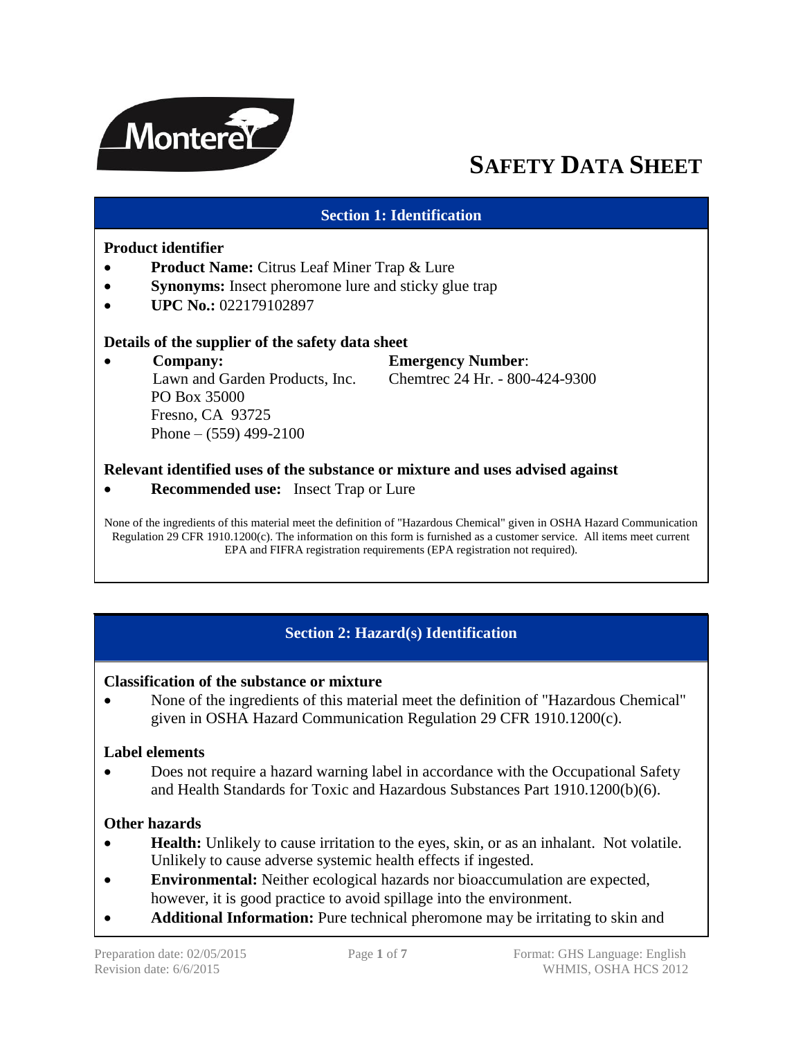Monterey

# SAFETY DATA SHEET

## Section 1: Identification

### Product identifier

- **Product Name:** Citrus Leaf Miner Trap & Lure
- **Synonyms:** Insect pheromone lure and sticky glue trap
- **UPC No.:** 022179102897

### Details of the supplier of the safety data sheet

- **Company:**
  Lawn and Garden Products, Inc.
  PO Box 35000
  Fresno, CA 93725
  Phone – (559) 499-2100

  **Emergency Number**:
  Chemtrec 24 Hr. - 800-424-9300

### Relevant identified uses of the substance or mixture and uses advised against

- **Recommended use:** Insect Trap or Lure

None of the ingredients of this material meet the definition of "Hazardous Chemical" given in OSHA Hazard Communication Regulation 29 CFR 1910.1200(c). The information on this form is furnished as a customer service. All items meet current EPA and FIFRA registration requirements (EPA registration not required).

## Section 2: Hazard(s) Identification

### Classification of the substance or mixture

- None of the ingredients of this material meet the definition of "Hazardous Chemical" given in OSHA Hazard Communication Regulation 29 CFR 1910.1200(c).

### Label elements

- Does not require a hazard warning label in accordance with the Occupational Safety and Health Standards for Toxic and Hazardous Substances Part 1910.1200(b)(6).

### Other hazards

- **Health:** Unlikely to cause irritation to the eyes, skin, or as an inhalant. Not volatile. Unlikely to cause adverse systemic health effects if ingested.
- **Environmental:** Neither ecological hazards nor bioaccumulation are expected, however, it is good practice to avoid spillage into the environment.
- **Additional Information:** Pure technical pheromone may be irritating to skin and

Preparation date: 02/05/2015
Revision date: 6/6/2015

Format: GHS Language: English
WHMIS, OSHA HCS 2012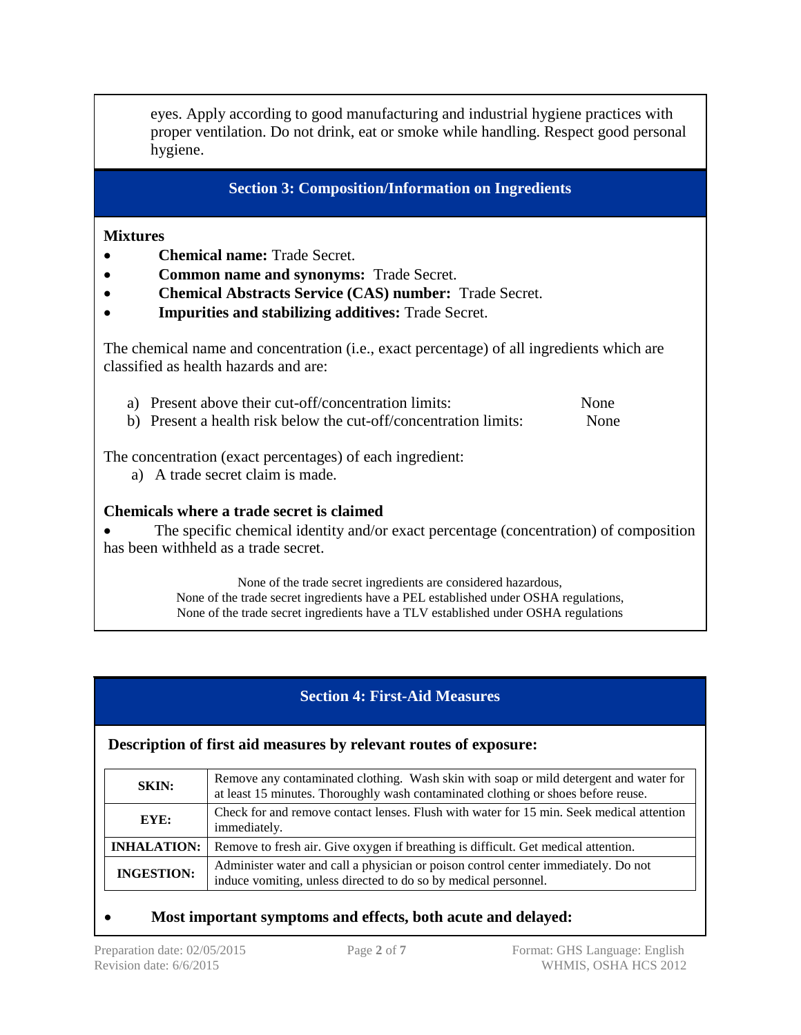eyes. Apply according to good manufacturing and industrial hygiene practices with proper ventilation. Do not drink, eat or smoke while handling. Respect good personal hygiene.

## Section 3: Composition/Information on Ingredients

**Mixtures**

- **Chemical name:** Trade Secret.
- **Common name and synonyms:** Trade Secret.
- **Chemical Abstracts Service (CAS) number:** Trade Secret.
- **Impurities and stabilizing additives:** Trade Secret.

The chemical name and concentration (i.e., exact percentage) of all ingredients which are classified as health hazards and are:

a) Present above their cut-off/concentration limits: None
b) Present a health risk below the cut-off/concentration limits: None

The concentration (exact percentages) of each ingredient:

a) A trade secret claim is made.

**Chemicals where a trade secret is claimed**

- The specific chemical identity and/or exact percentage (concentration) of composition has been withheld as a trade secret.

None of the trade secret ingredients are considered hazardous,
None of the trade secret ingredients have a PEL established under OSHA regulations,
None of the trade secret ingredients have a TLV established under OSHA regulations

## Section 4: First-Aid Measures

**Description of first aid measures by relevant routes of exposure:**

| | |
|---|---|
| **SKIN:** | Remove any contaminated clothing. Wash skin with soap or mild detergent and water for at least 15 minutes. Thoroughly wash contaminated clothing or shoes before reuse. |
| **EYE:** | Check for and remove contact lenses. Flush with water for 15 min. Seek medical attention immediately. |
| **INHALATION:** | Remove to fresh air. Give oxygen if breathing is difficult. Get medical attention. |
| **INGESTION:** | Administer water and call a physician or poison control center immediately. Do not induce vomiting, unless directed to do so by medical personnel. |

- **Most important symptoms and effects, both acute and delayed:**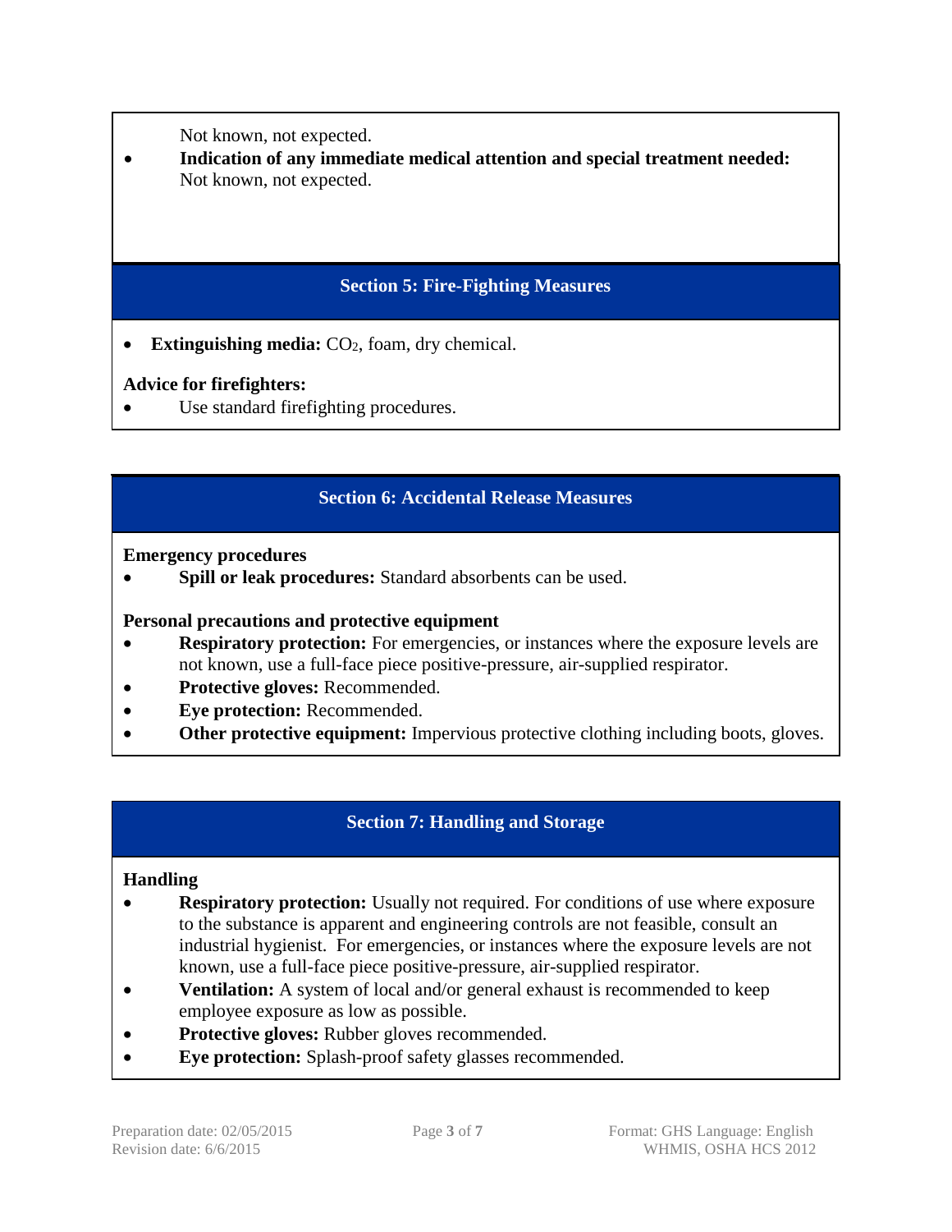Not known, not expected.

- **Indication of any immediate medical attention and special treatment needed:** Not known, not expected.

## Section 5: Fire-Fighting Measures

- **Extinguishing media:** $CO_2$, foam, dry chemical.

**Advice for firefighters:**

- Use standard firefighting procedures.

## Section 6: Accidental Release Measures

**Emergency procedures**

- **Spill or leak procedures:** Standard absorbents can be used.

**Personal precautions and protective equipment**

- **Respiratory protection:** For emergencies, or instances where the exposure levels are not known, use a full-face piece positive-pressure, air-supplied respirator.
- **Protective gloves:** Recommended.
- **Eye protection:** Recommended.
- **Other protective equipment:** Impervious protective clothing including boots, gloves.

## Section 7: Handling and Storage

**Handling**

- **Respiratory protection:** Usually not required. For conditions of use where exposure to the substance is apparent and engineering controls are not feasible, consult an industrial hygienist. For emergencies, or instances where the exposure levels are not known, use a full-face piece positive-pressure, air-supplied respirator.
- **Ventilation:** A system of local and/or general exhaust is recommended to keep employee exposure as low as possible.
- **Protective gloves:** Rubber gloves recommended.
- **Eye protection:** Splash-proof safety glasses recommended.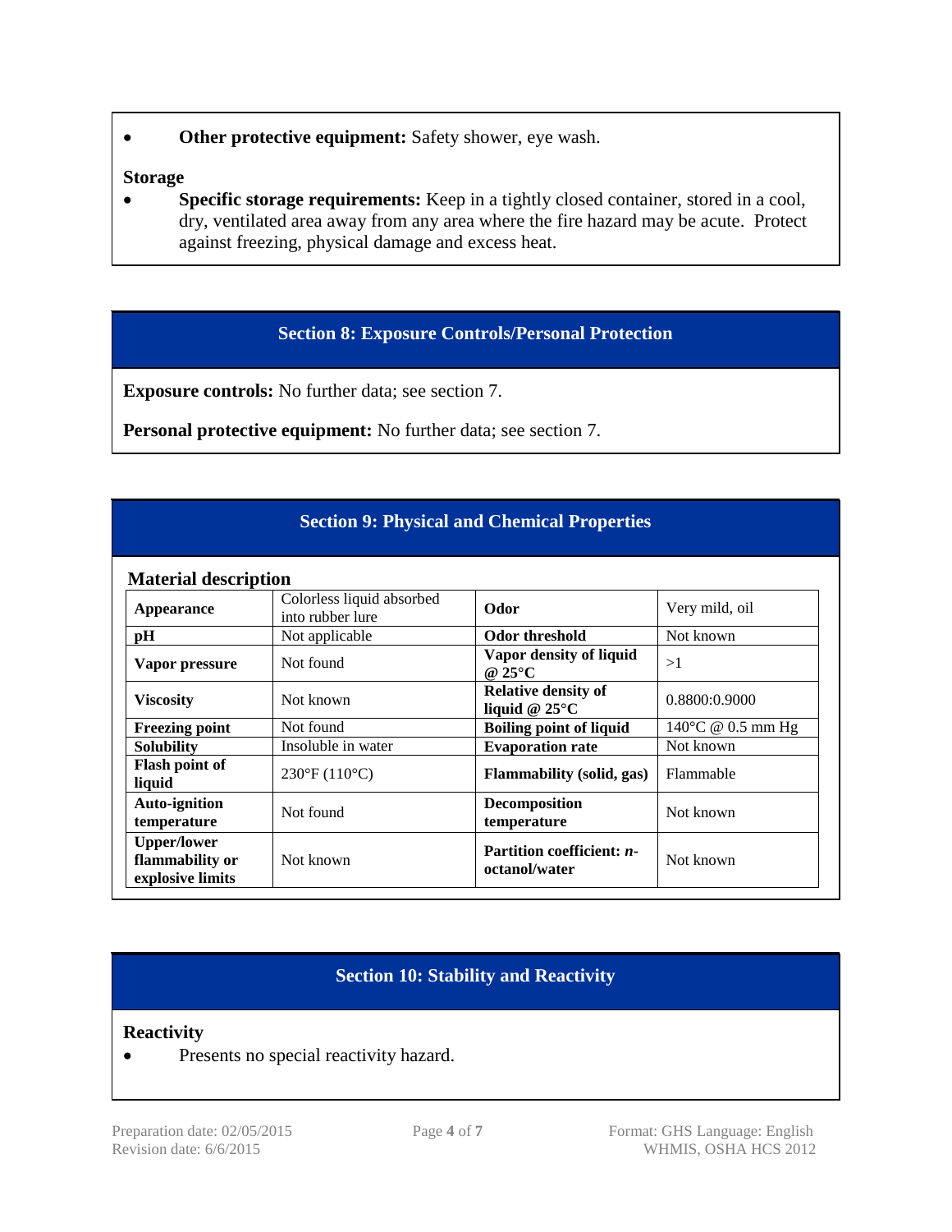- **Other protective equipment:** Safety shower, eye wash.

**Storage**

- **Specific storage requirements:** Keep in a tightly closed container, stored in a cool, dry, ventilated area away from any area where the fire hazard may be acute. Protect against freezing, physical damage and excess heat.

## Section 8: Exposure Controls/Personal Protection

**Exposure controls:** No further data; see section 7.

**Personal protective equipment:** No further data; see section 7.

## Section 9: Physical and Chemical Properties

**Material description**

| | | | |
|---|---|---|---|
| **Appearance** | Colorless liquid absorbed into rubber lure | **Odor** | Very mild, oil |
| **pH** | Not applicable | **Odor threshold** | Not known |
| **Vapor pressure** | Not found | **Vapor density of liquid @ 25°C** | >1 |
| **Viscosity** | Not known | **Relative density of liquid @ 25°C** | 0.8800:0.9000 |
| **Freezing point** | Not found | **Boiling point of liquid** | 140°C @ 0.5 mm Hg |
| **Solubility** | Insoluble in water | **Evaporation rate** | Not known |
| **Flash point of liquid** | 230°F (110°C) | **Flammability (solid, gas)** | Flammable |
| **Auto-ignition temperature** | Not found | **Decomposition temperature** | Not known |
| **Upper/lower flammability or explosive limits** | Not known | **Partition coefficient: *n*-octanol/water** | Not known |

## Section 10: Stability and Reactivity

**Reactivity**

- Presents no special reactivity hazard.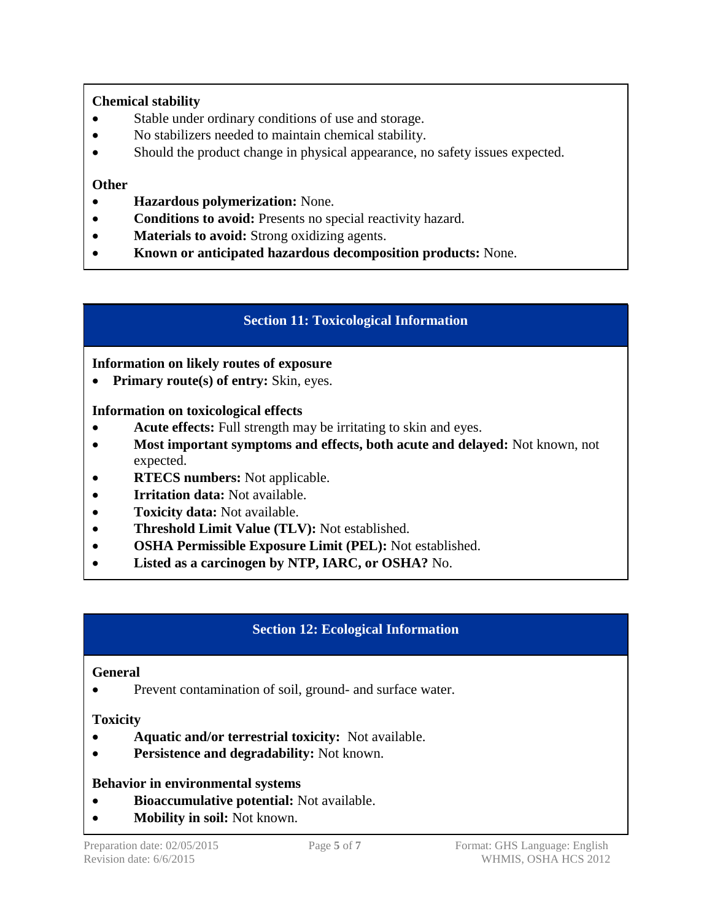**Chemical stability**

- Stable under ordinary conditions of use and storage.
- No stabilizers needed to maintain chemical stability.
- Should the product change in physical appearance, no safety issues expected.

**Other**

- **Hazardous polymerization:** None.
- **Conditions to avoid:** Presents no special reactivity hazard.
- **Materials to avoid:** Strong oxidizing agents.
- **Known or anticipated hazardous decomposition products:** None.

## Section 11: Toxicological Information

**Information on likely routes of exposure**

- **Primary route(s) of entry:** Skin, eyes.

**Information on toxicological effects**

- **Acute effects:** Full strength may be irritating to skin and eyes.
- **Most important symptoms and effects, both acute and delayed:** Not known, not expected.
- **RTECS numbers:** Not applicable.
- **Irritation data:** Not available.
- **Toxicity data:** Not available.
- **Threshold Limit Value (TLV):** Not established.
- **OSHA Permissible Exposure Limit (PEL):** Not established.
- **Listed as a carcinogen by NTP, IARC, or OSHA?** No.

## Section 12: Ecological Information

**General**

- Prevent contamination of soil, ground- and surface water.

**Toxicity**

- **Aquatic and/or terrestrial toxicity:** Not available.
- **Persistence and degradability:** Not known.

**Behavior in environmental systems**

- **Bioaccumulative potential:** Not available.
- **Mobility in soil:** Not known.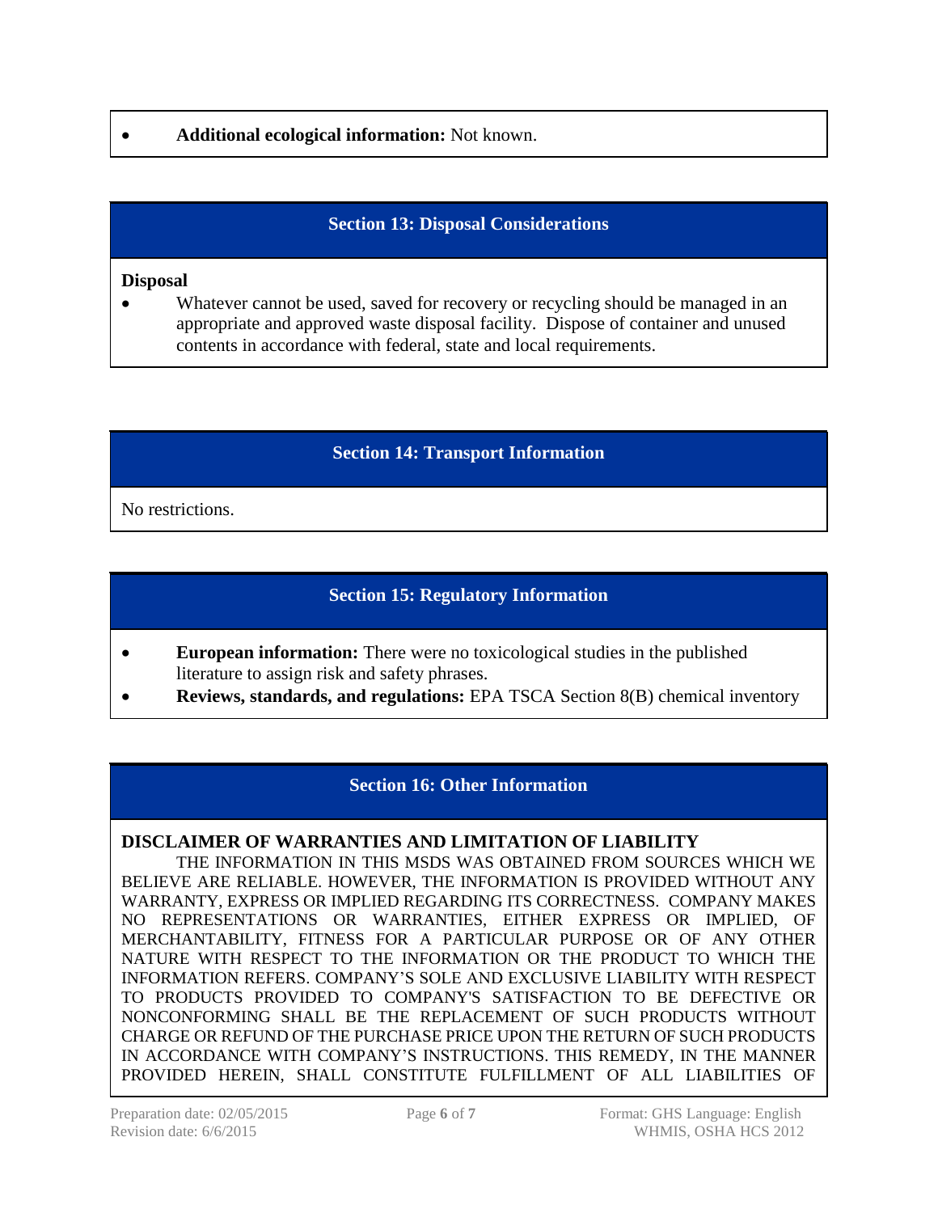- **Additional ecological information:** Not known.

## Section 13: Disposal Considerations

**Disposal**

- Whatever cannot be used, saved for recovery or recycling should be managed in an appropriate and approved waste disposal facility. Dispose of container and unused contents in accordance with federal, state and local requirements.

## Section 14: Transport Information

No restrictions.

## Section 15: Regulatory Information

- **European information:** There were no toxicological studies in the published literature to assign risk and safety phrases.
- **Reviews, standards, and regulations:** EPA TSCA Section 8(B) chemical inventory

## Section 16: Other Information

**DISCLAIMER OF WARRANTIES AND LIMITATION OF LIABILITY**

THE INFORMATION IN THIS MSDS WAS OBTAINED FROM SOURCES WHICH WE BELIEVE ARE RELIABLE. HOWEVER, THE INFORMATION IS PROVIDED WITHOUT ANY WARRANTY, EXPRESS OR IMPLIED REGARDING ITS CORRECTNESS. COMPANY MAKES NO REPRESENTATIONS OR WARRANTIES, EITHER EXPRESS OR IMPLIED, OF MERCHANTABILITY, FITNESS FOR A PARTICULAR PURPOSE OR OF ANY OTHER NATURE WITH RESPECT TO THE INFORMATION OR THE PRODUCT TO WHICH THE INFORMATION REFERS. COMPANY'S SOLE AND EXCLUSIVE LIABILITY WITH RESPECT TO PRODUCTS PROVIDED TO COMPANY'S SATISFACTION TO BE DEFECTIVE OR NONCONFORMING SHALL BE THE REPLACEMENT OF SUCH PRODUCTS WITHOUT CHARGE OR REFUND OF THE PURCHASE PRICE UPON THE RETURN OF SUCH PRODUCTS IN ACCORDANCE WITH COMPANY'S INSTRUCTIONS. THIS REMEDY, IN THE MANNER PROVIDED HEREIN, SHALL CONSTITUTE FULFILLMENT OF ALL LIABILITIES OF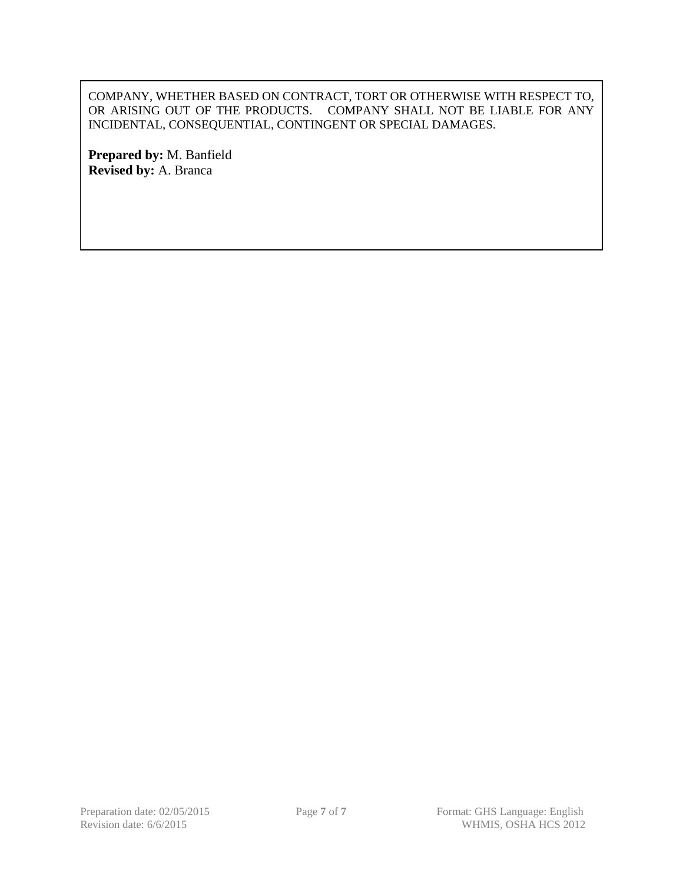COMPANY, WHETHER BASED ON CONTRACT, TORT OR OTHERWISE WITH RESPECT TO, OR ARISING OUT OF THE PRODUCTS. COMPANY SHALL NOT BE LIABLE FOR ANY INCIDENTAL, CONSEQUENTIAL, CONTINGENT OR SPECIAL DAMAGES.

**Prepared by:** M. Banfield
**Revised by:** A. Branca